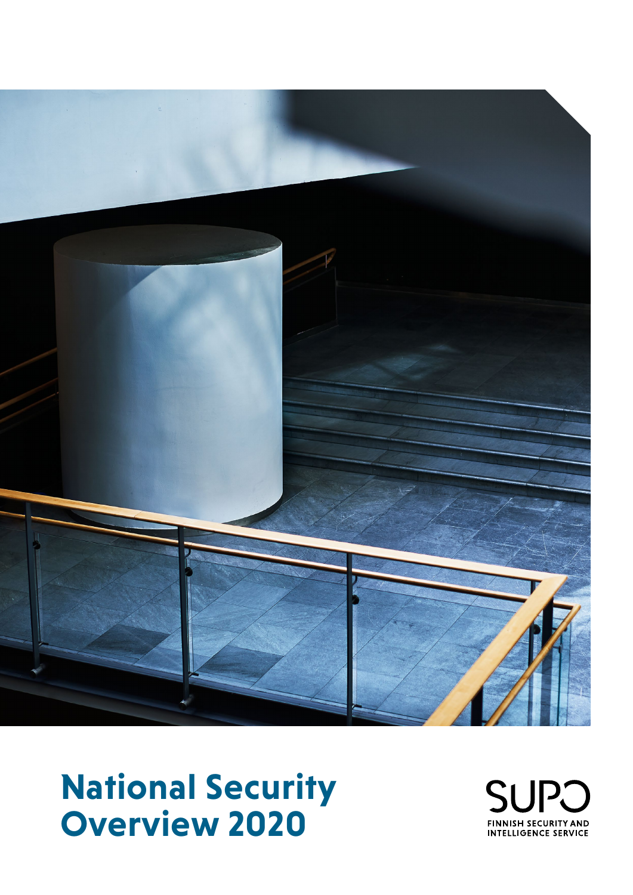# National Security Overview 2020

SUPO

FINNISH SECURITY AND INTELLIGENCE SERVICE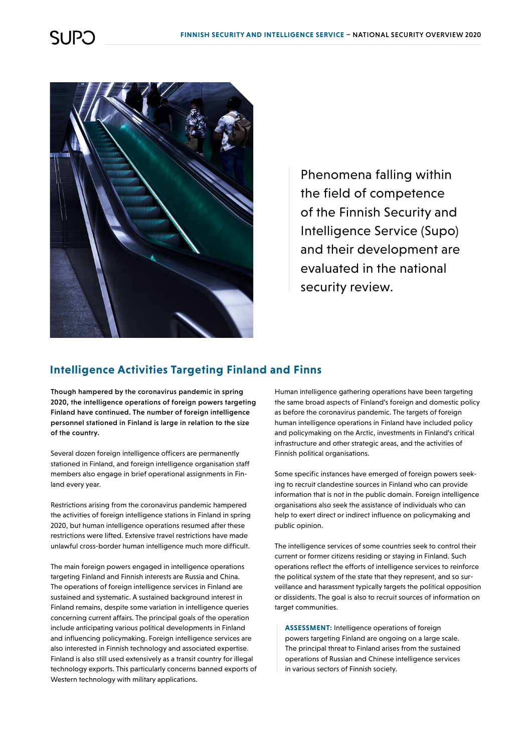Phenomena falling within the field of competence of the Finnish Security and Intelligence Service (Supo) and their development are evaluated in the national security review.

## Intelligence Activities Targeting Finland and Finns

**Though hampered by the coronavirus pandemic in spring 2020, the intelligence operations of foreign powers targeting Finland have continued. The number of foreign intelligence personnel stationed in Finland is large in relation to the size of the country.**

Several dozen foreign intelligence officers are permanently stationed in Finland, and foreign intelligence organisation staff members also engage in brief operational assignments in Finland every year.

Restrictions arising from the coronavirus pandemic hampered the activities of foreign intelligence stations in Finland in spring 2020, but human intelligence operations resumed after these restrictions were lifted. Extensive travel restrictions have made unlawful cross-border human intelligence much more difficult.

The main foreign powers engaged in intelligence operations targeting Finland and Finnish interests are Russia and China. The operations of foreign intelligence services in Finland are sustained and systematic. A sustained background interest in Finland remains, despite some variation in intelligence queries concerning current affairs. The principal goals of the operation include anticipating various political developments in Finland and influencing policymaking. Foreign intelligence services are also interested in Finnish technology and associated expertise. Finland is also still used extensively as a transit country for illegal technology exports. This particularly concerns banned exports of Western technology with military applications.

Human intelligence gathering operations have been targeting the same broad aspects of Finland's foreign and domestic policy as before the coronavirus pandemic. The targets of foreign human intelligence operations in Finland have included policy and policymaking on the Arctic, investments in Finland's critical infrastructure and other strategic areas, and the activities of Finnish political organisations.

Some specific instances have emerged of foreign powers seeking to recruit clandestine sources in Finland who can provide information that is not in the public domain. Foreign intelligence organisations also seek the assistance of individuals who can help to exert direct or indirect influence on policymaking and public opinion.

The intelligence services of some countries seek to control their current or former citizens residing or staying in Finland. Such operations reflect the efforts of intelligence services to reinforce the political system of the state that they represent, and so surveillance and harassment typically targets the political opposition or dissidents. The goal is also to recruit sources of information on target communities.

**ASSESSMENT:** Intelligence operations of foreign powers targeting Finland are ongoing on a large scale. The principal threat to Finland arises from the sustained operations of Russian and Chinese intelligence services in various sectors of Finnish society.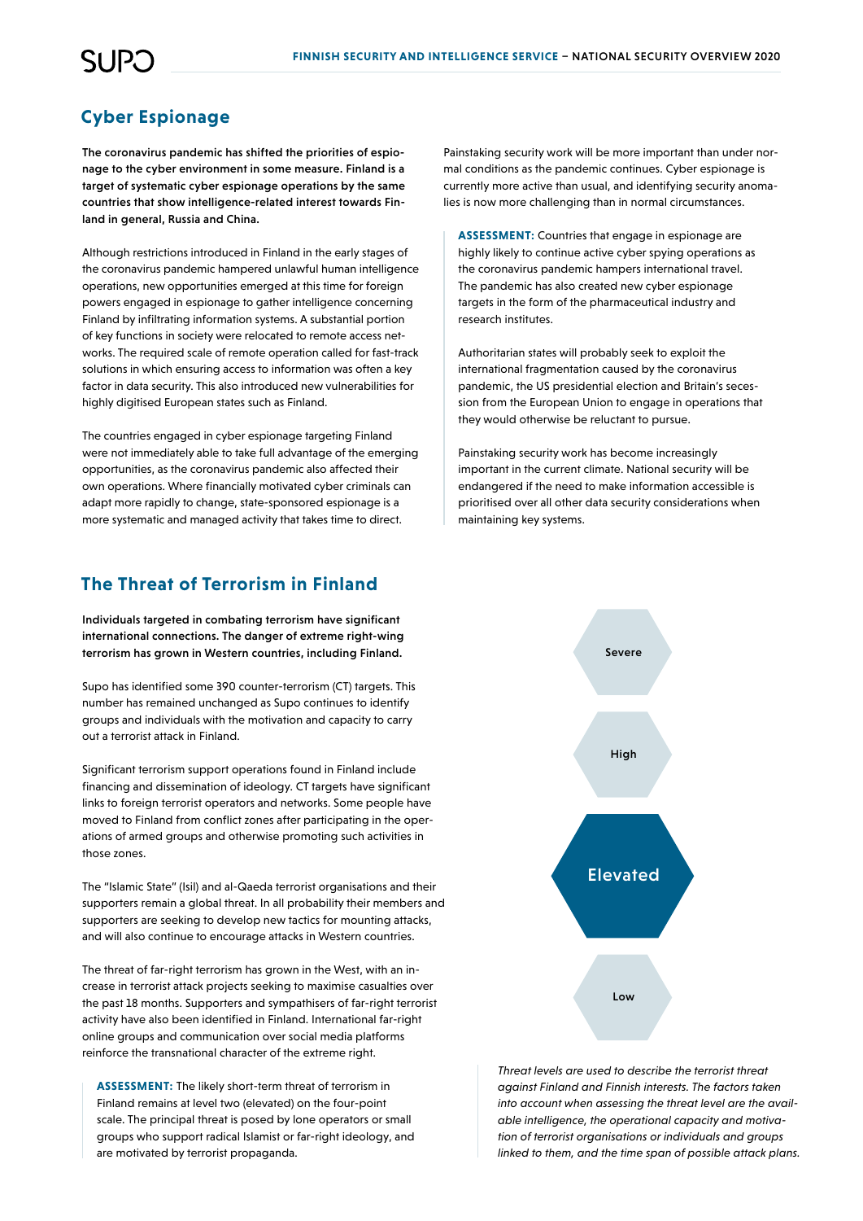## Cyber Espionage

**The coronavirus pandemic has shifted the priorities of espionage to the cyber environment in some measure. Finland is a target of systematic cyber espionage operations by the same countries that show intelligence-related interest towards Finland in general, Russia and China.**

Although restrictions introduced in Finland in the early stages of the coronavirus pandemic hampered unlawful human intelligence operations, new opportunities emerged at this time for foreign powers engaged in espionage to gather intelligence concerning Finland by infiltrating information systems. A substantial portion of key functions in society were relocated to remote access networks. The required scale of remote operation called for fast-track solutions in which ensuring access to information was often a key factor in data security. This also introduced new vulnerabilities for highly digitised European states such as Finland.

The countries engaged in cyber espionage targeting Finland were not immediately able to take full advantage of the emerging opportunities, as the coronavirus pandemic also affected their own operations. Where financially motivated cyber criminals can adapt more rapidly to change, state-sponsored espionage is a more systematic and managed activity that takes time to direct.

Painstaking security work will be more important than under normal conditions as the pandemic continues. Cyber espionage is currently more active than usual, and identifying security anomalies is now more challenging than in normal circumstances.

> **ASSESSMENT:** Countries that engage in espionage are highly likely to continue active cyber spying operations as the coronavirus pandemic hampers international travel. The pandemic has also created new cyber espionage targets in the form of the pharmaceutical industry and research institutes.
>
> Authoritarian states will probably seek to exploit the international fragmentation caused by the coronavirus pandemic, the US presidential election and Britain's secession from the European Union to engage in operations that they would otherwise be reluctant to pursue.
>
> Painstaking security work has become increasingly important in the current climate. National security will be endangered if the need to make information accessible is prioritised over all other data security considerations when maintaining key systems.

## The Threat of Terrorism in Finland

**Individuals targeted in combating terrorism have significant international connections. The danger of extreme right-wing terrorism has grown in Western countries, including Finland.**

Supo has identified some 390 counter-terrorism (CT) targets. This number has remained unchanged as Supo continues to identify groups and individuals with the motivation and capacity to carry out a terrorist attack in Finland.

Significant terrorism support operations found in Finland include financing and dissemination of ideology. CT targets have significant links to foreign terrorist operators and networks. Some people have moved to Finland from conflict zones after participating in the operations of armed groups and otherwise promoting such activities in those zones.

The "Islamic State" (Isil) and al-Qaeda terrorist organisations and their supporters remain a global threat. In all probability their members and supporters are seeking to develop new tactics for mounting attacks, and will also continue to encourage attacks in Western countries.

The threat of far-right terrorism has grown in the West, with an increase in terrorist attack projects seeking to maximise casualties over the past 18 months. Supporters and sympathisers of far-right terrorist activity have also been identified in Finland. International far-right online groups and communication over social media platforms reinforce the transnational character of the extreme right.

> **ASSESSMENT:** The likely short-term threat of terrorism in Finland remains at level two (elevated) on the four-point scale. The principal threat is posed by lone operators or small groups who support radical Islamist or far-right ideology, and are motivated by terrorist propaganda.

Severe

High

**Elevated**

Low

*Threat levels are used to describe the terrorist threat against Finland and Finnish interests. The factors taken into account when assessing the threat level are the available intelligence, the operational capacity and motivation of terrorist organisations or individuals and groups linked to them, and the time span of possible attack plans.*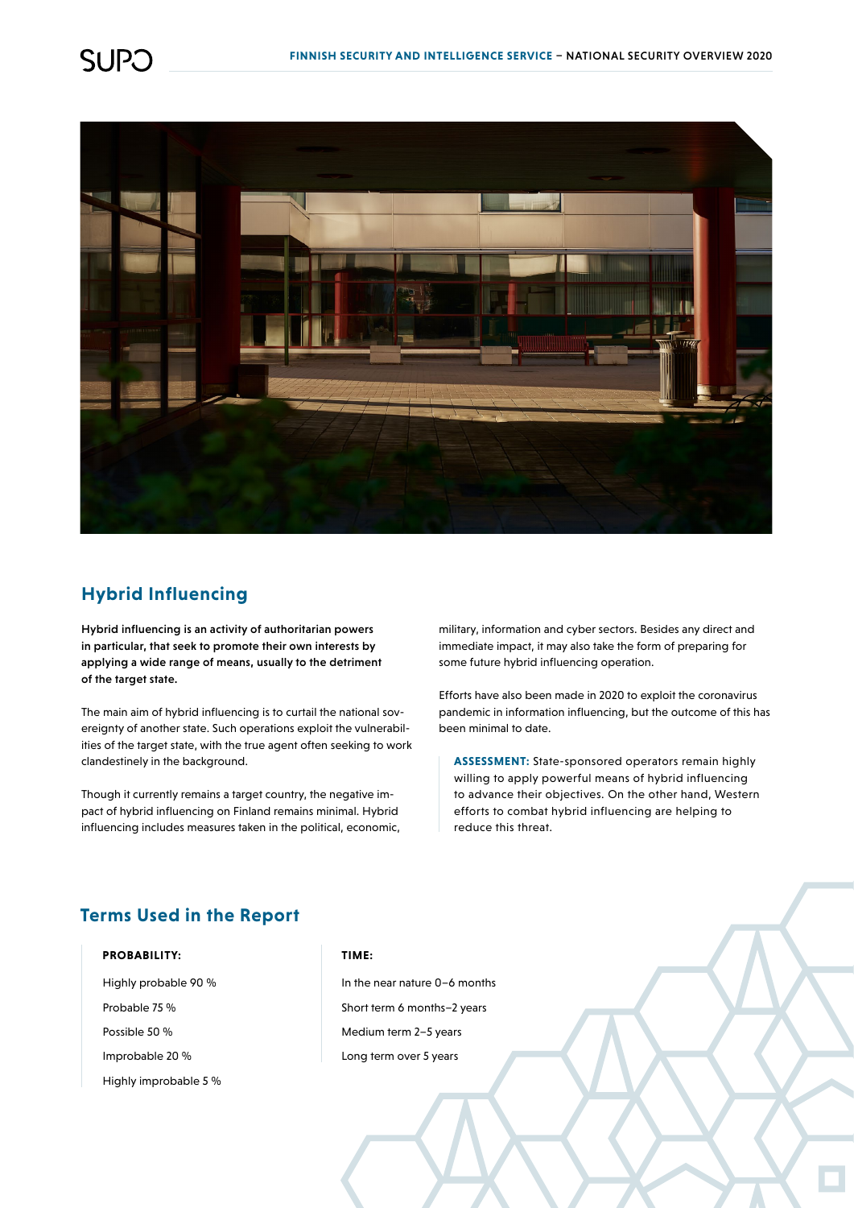## Hybrid Influencing

**Hybrid influencing is an activity of authoritarian powers in particular, that seek to promote their own interests by applying a wide range of means, usually to the detriment of the target state.**

The main aim of hybrid influencing is to curtail the national sovereignty of another state. Such operations exploit the vulnerabilities of the target state, with the true agent often seeking to work clandestinely in the background.

Though it currently remains a target country, the negative impact of hybrid influencing on Finland remains minimal. Hybrid influencing includes measures taken in the political, economic, military, information and cyber sectors. Besides any direct and immediate impact, it may also take the form of preparing for some future hybrid influencing operation.

Efforts have also been made in 2020 to exploit the coronavirus pandemic in information influencing, but the outcome of this has been minimal to date.

> **ASSESSMENT:** State-sponsored operators remain highly willing to apply powerful means of hybrid influencing to advance their objectives. On the other hand, Western efforts to combat hybrid influencing are helping to reduce this threat.

## Terms Used in the Report

**PROBABILITY:**

Highly probable 90 %

Probable 75 %

Possible 50 %

Improbable 20 %

Highly improbable 5 %

**TIME:**

In the near nature 0–6 months

Short term 6 months–2 years

Medium term 2–5 years

Long term over 5 years